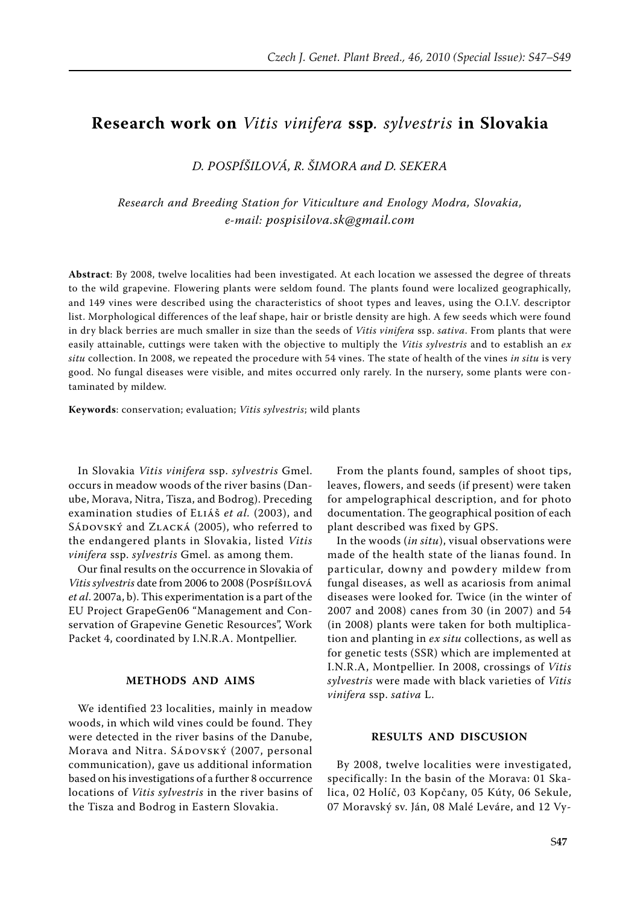# Research work on *Vitis vinifera* ssp. *sylvestris* in Slovakia

*D. POSPÍŠILOVÁ, R. ŠIMORA and D. SEKERA*

*Research and Breeding Station for Viticulture and Enology Modra, Slovakia, e-mail: pospisilova.sk@gmail.com*

**Abstract**: By 2008, twelve localities had been investigated. At each location we assessed the degree of threats to the wild grapevine. Flowering plants were seldom found. The plants found were localized geographically, and 149 vines were described using the characteristics of shoot types and leaves, using the O.I.V. descriptor list. Morphological differences of the leaf shape, hair or bristle density are high. A few seeds which were found in dry black berries are much smaller in size than the seeds of *Vitis vinifera* ssp. *sativa*. From plants that were easily attainable, cuttings were taken with the objective to multiply the *Vitis sylvestris* and to establish an *ex situ* collection. In 2008, we repeated the procedure with 54 vines. The state of health of the vines *in situ* is very good. No fungal diseases were visible, and mites occurred only rarely. In the nursery, some plants were contaminated by mildew.

**Keywords**: conservation; evaluation; *Vitis sylvestris*; wild plants

In Slovakia *Vitis vinifera* ssp. *sylvestris* Gmel. occurs in meadow woods of the river basins (Danube, Morava, Nitra, Tisza, and Bodrog). Preceding examination studies of Eliáš *et al.* (2003), and Sádovský and Zlacká (2005), who referred to the endangered plants in Slovakia, listed *Vitis vinifera* ssp. *sylvestris* Gmel. as among them.

Our final results on the occurrence in Slovakia of *Vitis sylvestris* date from 2006 to 2008 (Pospíšilová *et al.* 2007a, b). This experimentation is a part of the EU Project GrapeGen06 "Management and Conservation of Grapevine Genetic Resources", Work Packet 4, coordinated by I.N.R.A. Montpellier.

## METHODS AND AIMS

We identified 23 localities, mainly in meadow woods, in which wild vines could be found. They were detected in the river basins of the Danube, Morava and Nitra. Sádovský (2007, personal communication), gave us additional information based on his investigations of a further 8 occurrence locations of *Vitis sylvestris* in the river basins of the Tisza and Bodrog in Eastern Slovakia.

From the plants found, samples of shoot tips, leaves, flowers, and seeds (if present) were taken for ampelographical description, and for photo documentation. The geographical position of each plant described was fixed by GPS.

In the woods (*in situ*), visual observations were made of the health state of the lianas found. In particular, downy and powdery mildew from fungal diseases, as well as acariosis from animal diseases were looked for. Twice (in the winter of 2007 and 2008) canes from 30 (in 2007) and 54 (in 2008) plants were taken for both multiplication and planting in *ex situ* collections, as well as for genetic tests (SSR) which are implemented at I.N.R.A, Montpellier. In 2008, crossings of *Vitis sylvestris* were made with black varieties of *Vitis vinifera* ssp. *sativa* L.

## RESULTS AND DISCUSION

By 2008, twelve localities were investigated, specifically: In the basin of the Morava: 01 Skalica, 02 Holíč, 03 Kopčany, 05 Kúty, 06 Sekule, 07 Moravský sv. Ján, 08 Malé Leváre, and 12 Vy-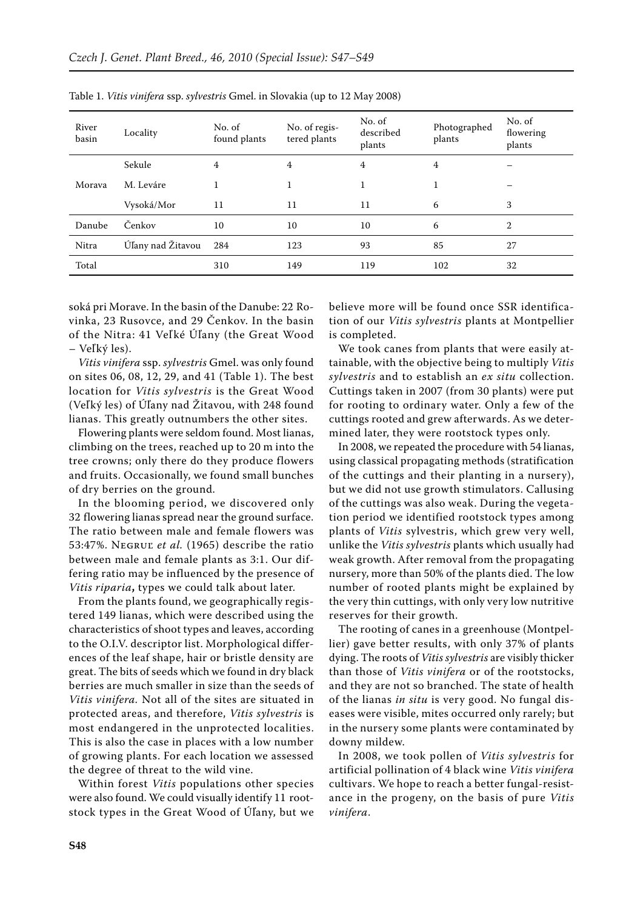Table 1. *Vitis vinifera* ssp. *sylvestris* Gmel. in Slovakia (up to 12 May 2008)

| River basin | Locality | No. of found plants | No. of registered plants | No. of described plants | Photographed plants | No. of flowering plants |
|---|---|---|---|---|---|---|
| Morava | Sekule | 4 | 4 | 4 | 4 | – |
| | M. Leváre | 1 | 1 | 1 | 1 | – |
| | Vysoká/Mor | 11 | 11 | 11 | 6 | 3 |
| Danube | Čenkov | 10 | 10 | 10 | 6 | 2 |
| Nitra | Úľany nad Žitavou | 284 | 123 | 93 | 85 | 27 |
| Total | | 310 | 149 | 119 | 102 | 32 |

soká pri Morave. In the basin of the Danube: 22 Rovinka, 23 Rusovce, and 29 Čenkov. In the basin of the Nitra: 41 Veľké Úľany (the Great Wood – Veľký les).

*Vitis vinifera* ssp. *sylvestris* Gmel. was only found on sites 06, 08, 12, 29, and 41 (Table 1). The best location for *Vitis sylvestris* is the Great Wood (Veľký les) of Úľany nad Žitavou, with 248 found lianas. This greatly outnumbers the other sites.

Flowering plants were seldom found. Most lianas, climbing on the trees, reached up to 20 m into the tree crowns; only there do they produce flowers and fruits. Occasionally, we found small bunches of dry berries on the ground.

In the blooming period, we discovered only 32 flowering lianas spread near the ground surface. The ratio between male and female flowers was 53:47%. Negrul *et al.* (1965) describe the ratio between male and female plants as 3:1. Our differing ratio may be influenced by the presence of *Vitis riparia*, types we could talk about later.

From the plants found, we geographically registered 149 lianas, which were described using the characteristics of shoot types and leaves, according to the O.I.V. descriptor list. Morphological differences of the leaf shape, hair or bristle density are great. The bits of seeds which we found in dry black berries are much smaller in size than the seeds of *Vitis vinifera.* Not all of the sites are situated in protected areas, and therefore, *Vitis sylvestris* is most endangered in the unprotected localities. This is also the case in places with a low number of growing plants. For each location we assessed the degree of threat to the wild vine.

Within forest *Vitis* populations other species were also found. We could visually identify 11 rootstock types in the Great Wood of Úľany, but we believe more will be found once SSR identification of our *Vitis sylvestris* plants at Montpellier is completed.

We took canes from plants that were easily attainable, with the objective being to multiply *Vitis sylvestris* and to establish an *ex situ* collection. Cuttings taken in 2007 (from 30 plants) were put for rooting to ordinary water. Only a few of the cuttings rooted and grew afterwards. As we determined later, they were rootstock types only.

In 2008, we repeated the procedure with 54 lianas, using classical propagating methods (stratification of the cuttings and their planting in a nursery), but we did not use growth stimulators. Callusing of the cuttings was also weak. During the vegetation period we identified rootstock types among plants of *Vitis* sylvestris, which grew very well, unlike the *Vitis sylvestris* plants which usually had weak growth. After removal from the propagating nursery, more than 50% of the plants died. The low number of rooted plants might be explained by the very thin cuttings, with only very low nutritive reserves for their growth.

The rooting of canes in a greenhouse (Montpellier) gave better results, with only 37% of plants dying. The roots of *Vitis sylvestris* are visibly thicker than those of *Vitis vinifera* or of the rootstocks, and they are not so branched. The state of health of the lianas *in situ* is very good. No fungal diseases were visible, mites occurred only rarely; but in the nursery some plants were contaminated by downy mildew.

In 2008, we took pollen of *Vitis sylvestris* for artificial pollination of 4 black wine *Vitis vinifera* cultivars. We hope to reach a better fungal-resistance in the progeny, on the basis of pure *Vitis vinifera*.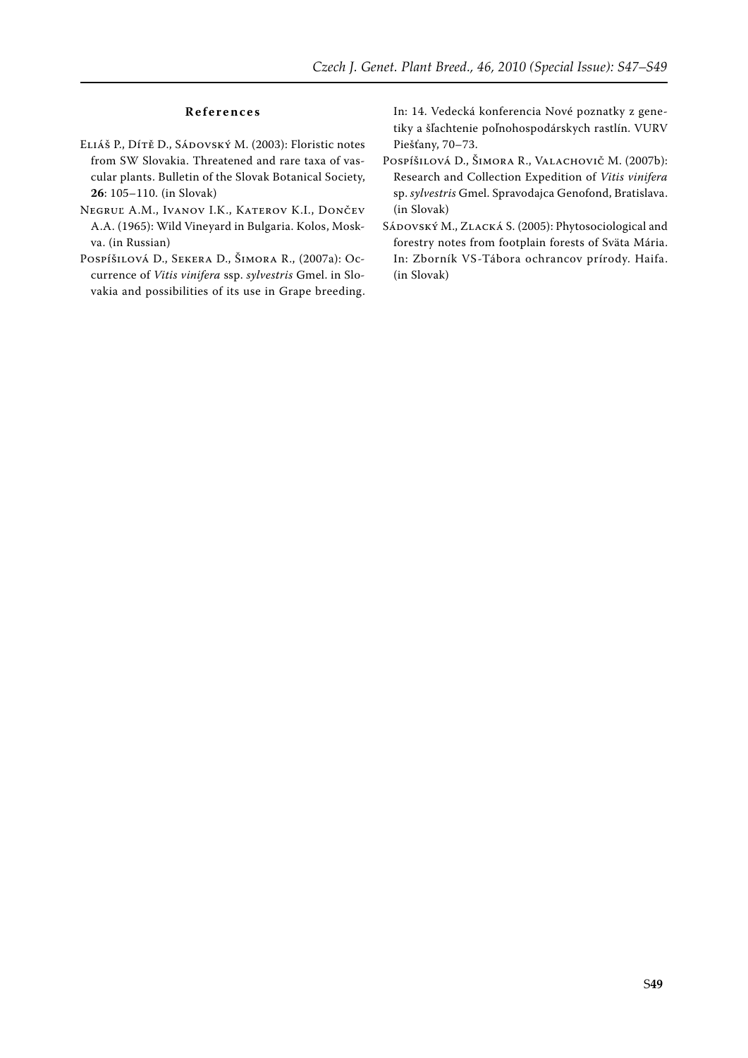## References

Eliáš P., Dítě D., Sádovský M. (2003): Floristic notes from SW Slovakia. Threatened and rare taxa of vascular plants. Bulletin of the Slovak Botanical Society, **26**: 105–110. (in Slovak)

Negruľ A.M., Ivanov I.K., Katerov K.I., Dončev A.A. (1965): Wild Vineyard in Bulgaria. Kolos, Moskva. (in Russian)

Pospíšilová D., Sekera D., Šimora R., (2007a): Occurrence of *Vitis vinifera* ssp. *sylvestris* Gmel. in Slovakia and possibilities of its use in Grape breeding. In: 14. Vedecká konferencia Nové poznatky z genetiky a šľachtenie poľnohospodárskych rastlín. VURV Piešťany, 70–73.

Pospíšilová D., Šimora R., Valachovič M. (2007b): Research and Collection Expedition of *Vitis vinifera* sp. *sylvestris* Gmel. Spravodajca Genofond, Bratislava. (in Slovak)

Sádovský M., Zlacká S. (2005): Phytosociological and forestry notes from footplain forests of Sväta Mária. In: Zborník VS-Tábora ochrancov prírody. Haifa. (in Slovak)